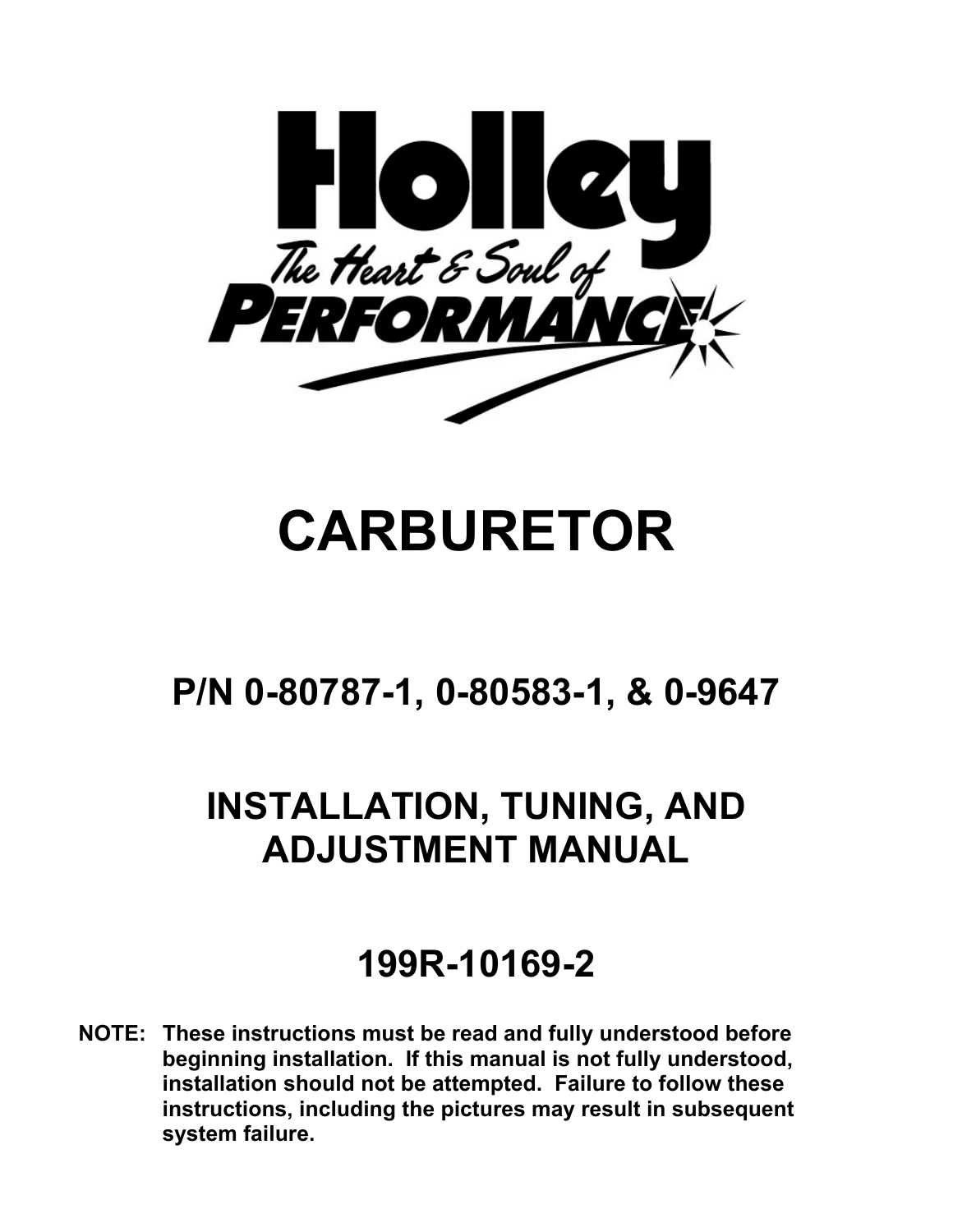# Holley

*The Heart & Soul of* **PERFORMANCE**

# CARBURETOR

## P/N 0-80787-1, 0-80583-1, & 0-9647

## INSTALLATION, TUNING, AND ADJUSTMENT MANUAL

## 199R-10169-2

**NOTE: These instructions must be read and fully understood before beginning installation. If this manual is not fully understood, installation should not be attempted. Failure to follow these instructions, including the pictures may result in subsequent system failure.**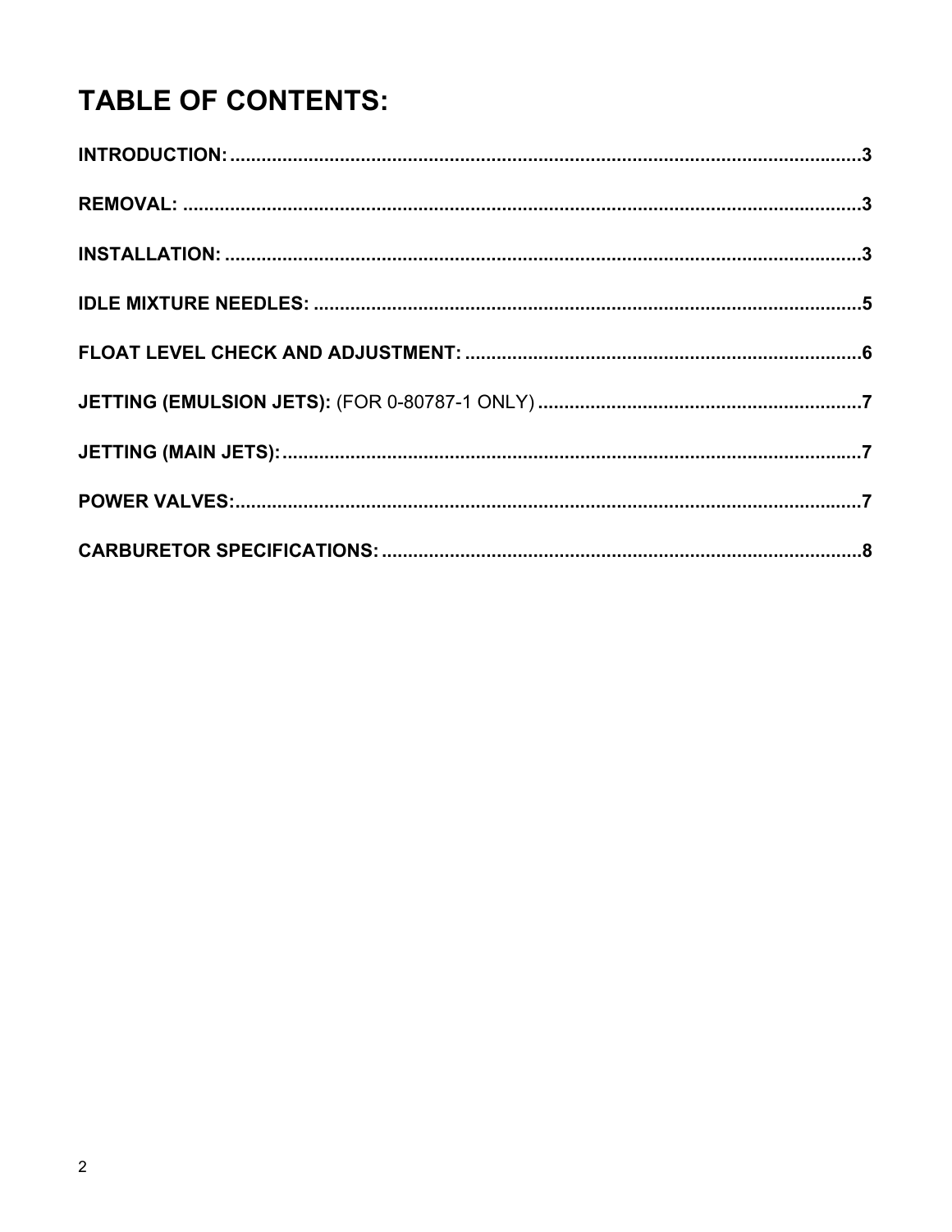# TABLE OF CONTENTS:

**INTRODUCTION:** ..........3

**REMOVAL:** ..........3

**INSTALLATION:** ..........3

**IDLE MIXTURE NEEDLES:** ..........5

**FLOAT LEVEL CHECK AND ADJUSTMENT:** ..........6

**JETTING (EMULSION JETS):** (FOR 0-80787-1 ONLY) ..........7

**JETTING (MAIN JETS):** ..........7

**POWER VALVES:** ..........7

**CARBURETOR SPECIFICATIONS:** ..........8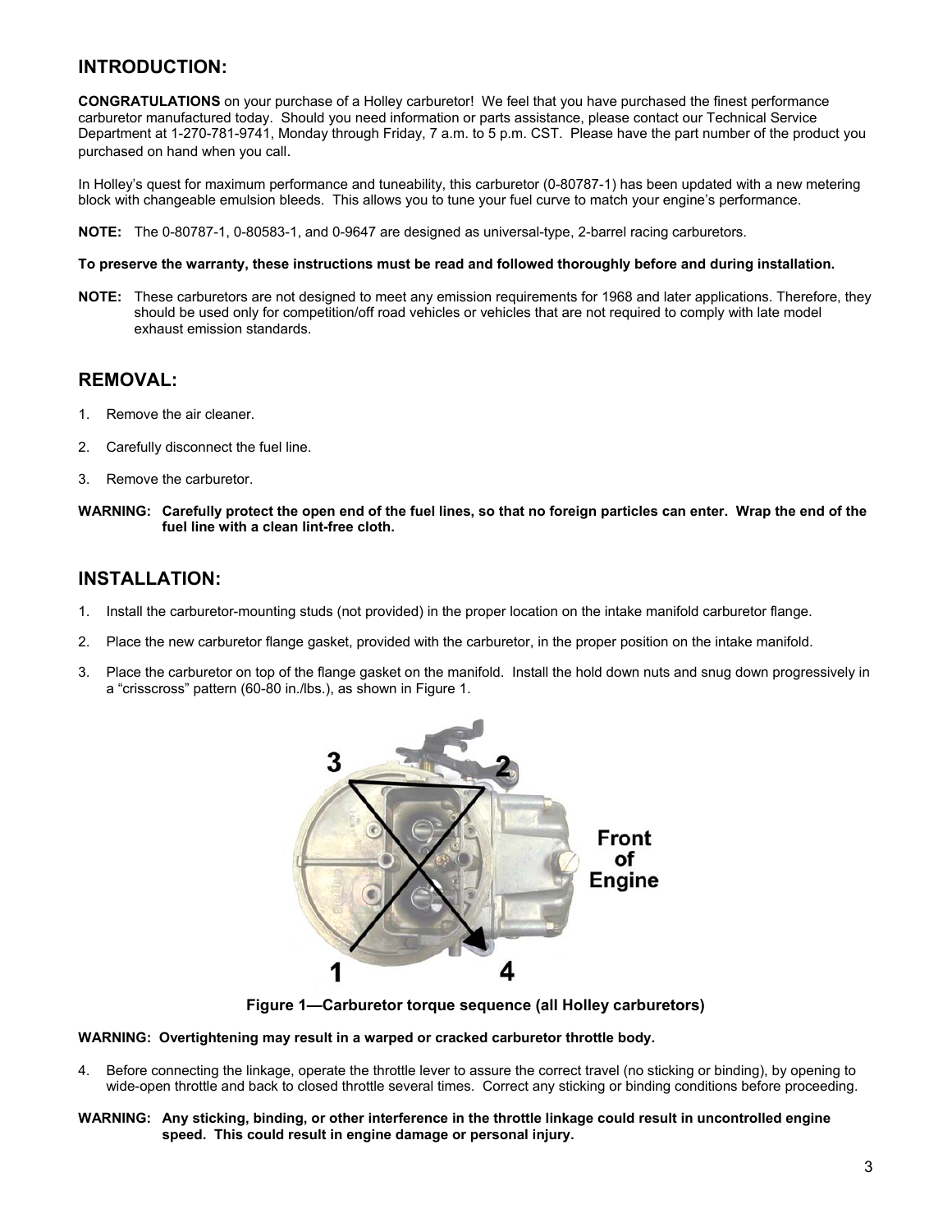## INTRODUCTION:

**CONGRATULATIONS** on your purchase of a Holley carburetor! We feel that you have purchased the finest performance carburetor manufactured today. Should you need information or parts assistance, please contact our Technical Service Department at 1-270-781-9741, Monday through Friday, 7 a.m. to 5 p.m. CST. Please have the part number of the product you purchased on hand when you call.

In Holley's quest for maximum performance and tuneability, this carburetor (0-80787-1) has been updated with a new metering block with changeable emulsion bleeds. This allows you to tune your fuel curve to match your engine's performance.

**NOTE:** The 0-80787-1, 0-80583-1, and 0-9647 are designed as universal-type, 2-barrel racing carburetors.

**To preserve the warranty, these instructions must be read and followed thoroughly before and during installation.**

**NOTE:** These carburetors are not designed to meet any emission requirements for 1968 and later applications. Therefore, they should be used only for competition/off road vehicles or vehicles that are not required to comply with late model exhaust emission standards.

## REMOVAL:

1. Remove the air cleaner.
2. Carefully disconnect the fuel line.
3. Remove the carburetor.

**WARNING: Carefully protect the open end of the fuel lines, so that no foreign particles can enter. Wrap the end of the fuel line with a clean lint-free cloth.**

## INSTALLATION:

1. Install the carburetor-mounting studs (not provided) in the proper location on the intake manifold carburetor flange.
2. Place the new carburetor flange gasket, provided with the carburetor, in the proper position on the intake manifold.
3. Place the carburetor on top of the flange gasket on the manifold. Install the hold down nuts and snug down progressively in a "crisscross" pattern (60-80 in./lbs.), as shown in Figure 1.

3 2

Front of Engine

1 4

**Figure 1—Carburetor torque sequence (all Holley carburetors)**

**WARNING: Overtightening may result in a warped or cracked carburetor throttle body.**

4. Before connecting the linkage, operate the throttle lever to assure the correct travel (no sticking or binding), by opening to wide-open throttle and back to closed throttle several times. Correct any sticking or binding conditions before proceeding.

**WARNING: Any sticking, binding, or other interference in the throttle linkage could result in uncontrolled engine speed. This could result in engine damage or personal injury.**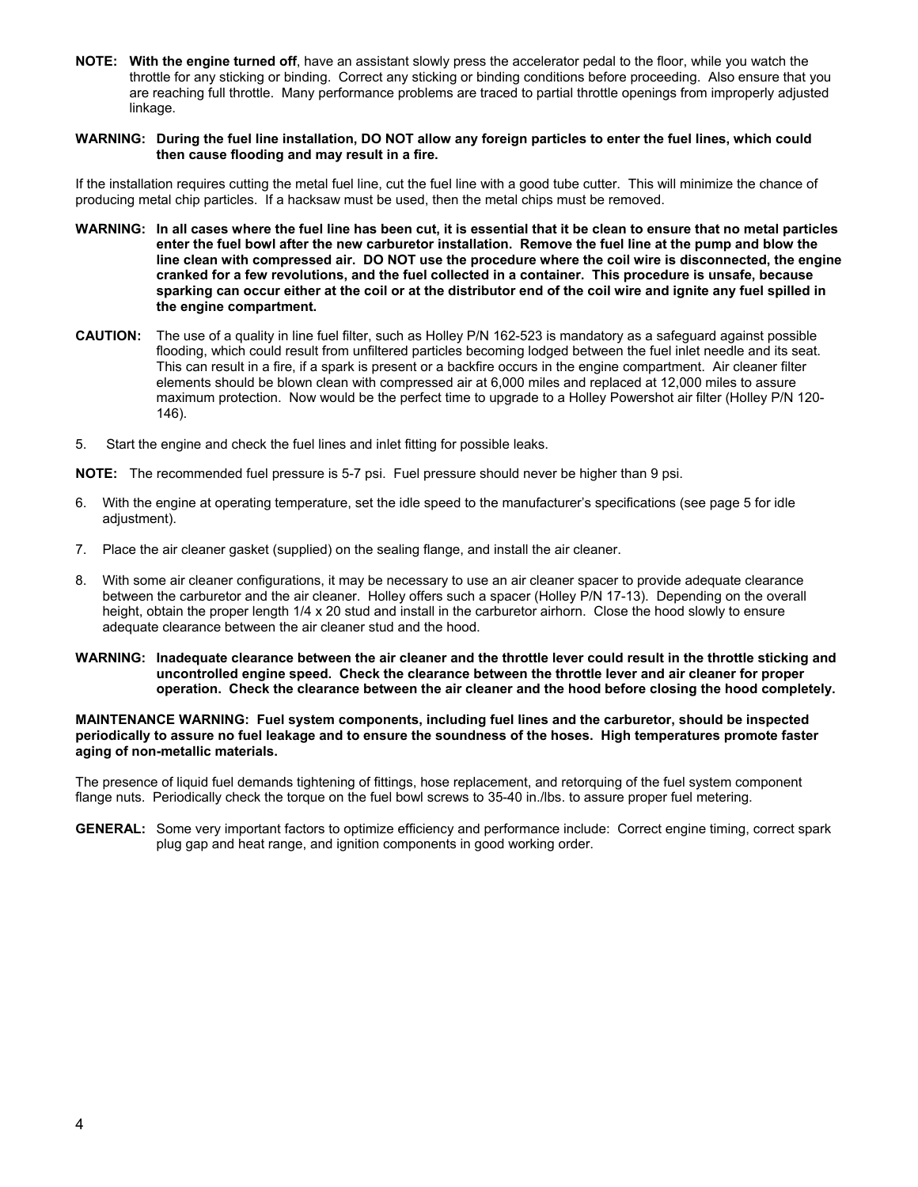**NOTE:** **With the engine turned off**, have an assistant slowly press the accelerator pedal to the floor, while you watch the throttle for any sticking or binding. Correct any sticking or binding conditions before proceeding. Also ensure that you are reaching full throttle. Many performance problems are traced to partial throttle openings from improperly adjusted linkage.

**WARNING: During the fuel line installation, DO NOT allow any foreign particles to enter the fuel lines, which could then cause flooding and may result in a fire.**

If the installation requires cutting the metal fuel line, cut the fuel line with a good tube cutter. This will minimize the chance of producing metal chip particles. If a hacksaw must be used, then the metal chips must be removed.

**WARNING: In all cases where the fuel line has been cut, it is essential that it be clean to ensure that no metal particles enter the fuel bowl after the new carburetor installation. Remove the fuel line at the pump and blow the line clean with compressed air. DO NOT use the procedure where the coil wire is disconnected, the engine cranked for a few revolutions, and the fuel collected in a container. This procedure is unsafe, because sparking can occur either at the coil or at the distributor end of the coil wire and ignite any fuel spilled in the engine compartment.**

**CAUTION:** The use of a quality in line fuel filter, such as Holley P/N 162-523 is mandatory as a safeguard against possible flooding, which could result from unfiltered particles becoming lodged between the fuel inlet needle and its seat. This can result in a fire, if a spark is present or a backfire occurs in the engine compartment. Air cleaner filter elements should be blown clean with compressed air at 6,000 miles and replaced at 12,000 miles to assure maximum protection. Now would be the perfect time to upgrade to a Holley Powershot air filter (Holley P/N 120-146).

5. Start the engine and check the fuel lines and inlet fitting for possible leaks.

**NOTE:** The recommended fuel pressure is 5-7 psi. Fuel pressure should never be higher than 9 psi.

6. With the engine at operating temperature, set the idle speed to the manufacturer's specifications (see page 5 for idle adjustment).
7. Place the air cleaner gasket (supplied) on the sealing flange, and install the air cleaner.
8. With some air cleaner configurations, it may be necessary to use an air cleaner spacer to provide adequate clearance between the carburetor and the air cleaner. Holley offers such a spacer (Holley P/N 17-13). Depending on the overall height, obtain the proper length 1/4 x 20 stud and install in the carburetor airhorn. Close the hood slowly to ensure adequate clearance between the air cleaner stud and the hood.

**WARNING: Inadequate clearance between the air cleaner and the throttle lever could result in the throttle sticking and uncontrolled engine speed. Check the clearance between the throttle lever and air cleaner for proper operation. Check the clearance between the air cleaner and the hood before closing the hood completely.**

**MAINTENANCE WARNING: Fuel system components, including fuel lines and the carburetor, should be inspected periodically to assure no fuel leakage and to ensure the soundness of the hoses. High temperatures promote faster aging of non-metallic materials.**

The presence of liquid fuel demands tightening of fittings, hose replacement, and retorquing of the fuel system component flange nuts. Periodically check the torque on the fuel bowl screws to 35-40 in./lbs. to assure proper fuel metering.

**GENERAL:** Some very important factors to optimize efficiency and performance include: Correct engine timing, correct spark plug gap and heat range, and ignition components in good working order.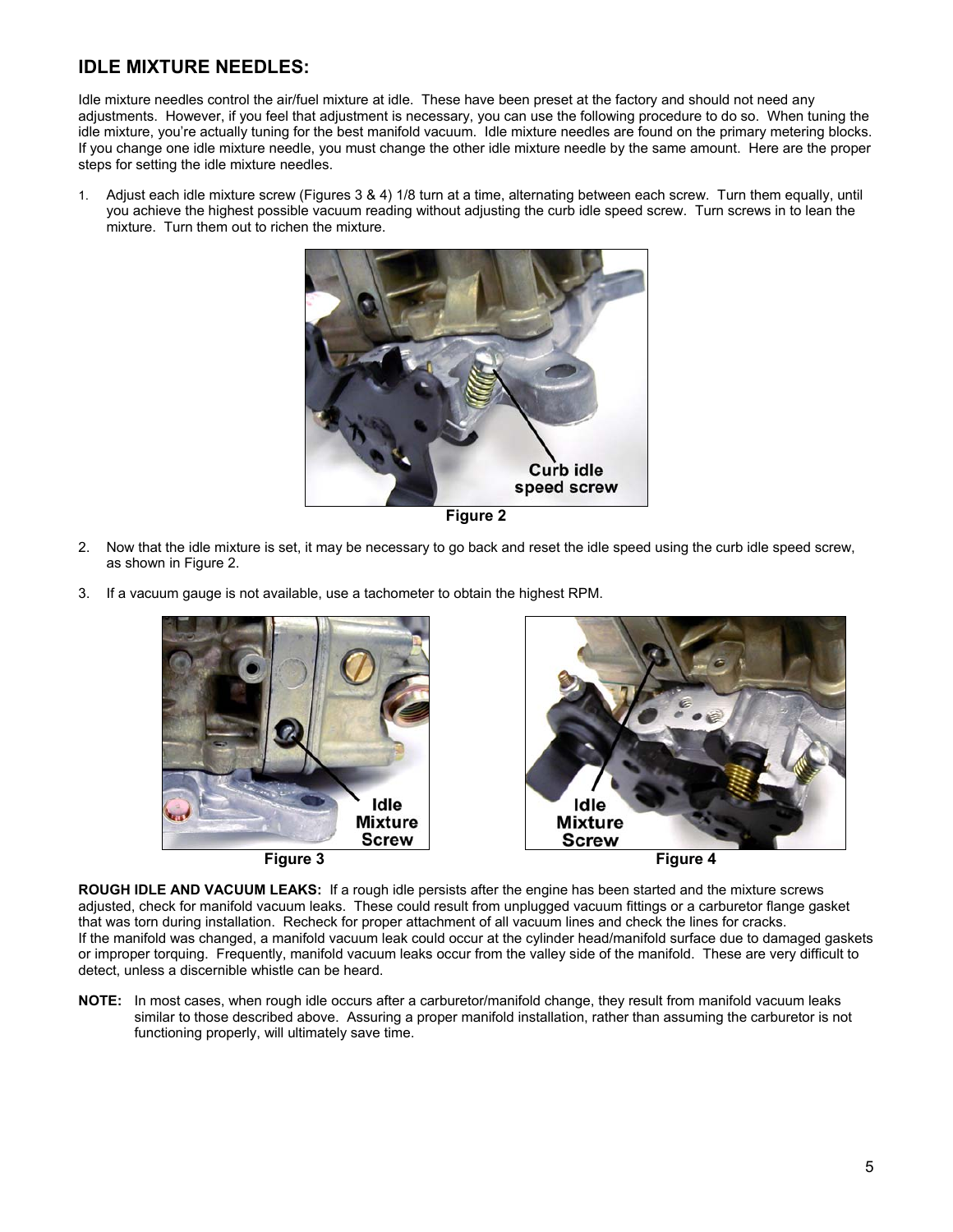## IDLE MIXTURE NEEDLES:

Idle mixture needles control the air/fuel mixture at idle. These have been preset at the factory and should not need any adjustments. However, if you feel that adjustment is necessary, you can use the following procedure to do so. When tuning the idle mixture, you're actually tuning for the best manifold vacuum. Idle mixture needles are found on the primary metering blocks. If you change one idle mixture needle, you must change the other idle mixture needle by the same amount. Here are the proper steps for setting the idle mixture needles.

1. Adjust each idle mixture screw (Figures 3 & 4) 1/8 turn at a time, alternating between each screw. Turn them equally, until you achieve the highest possible vacuum reading without adjusting the curb idle speed screw. Turn screws in to lean the mixture. Turn them out to richen the mixture.

Curb idle speed screw

**Figure 2**

2. Now that the idle mixture is set, it may be necessary to go back and reset the idle speed using the curb idle speed screw, as shown in Figure 2.
3. If a vacuum gauge is not available, use a tachometer to obtain the highest RPM.

Idle Mixture Screw

**Figure 3**

Idle Mixture Screw

**Figure 4**

**ROUGH IDLE AND VACUUM LEAKS:** If a rough idle persists after the engine has been started and the mixture screws adjusted, check for manifold vacuum leaks. These could result from unplugged vacuum fittings or a carburetor flange gasket that was torn during installation. Recheck for proper attachment of all vacuum lines and check the lines for cracks.
If the manifold was changed, a manifold vacuum leak could occur at the cylinder head/manifold surface due to damaged gaskets or improper torquing. Frequently, manifold vacuum leaks occur from the valley side of the manifold. These are very difficult to detect, unless a discernible whistle can be heard.

**NOTE:** In most cases, when rough idle occurs after a carburetor/manifold change, they result from manifold vacuum leaks similar to those described above. Assuring a proper manifold installation, rather than assuming the carburetor is not functioning properly, will ultimately save time.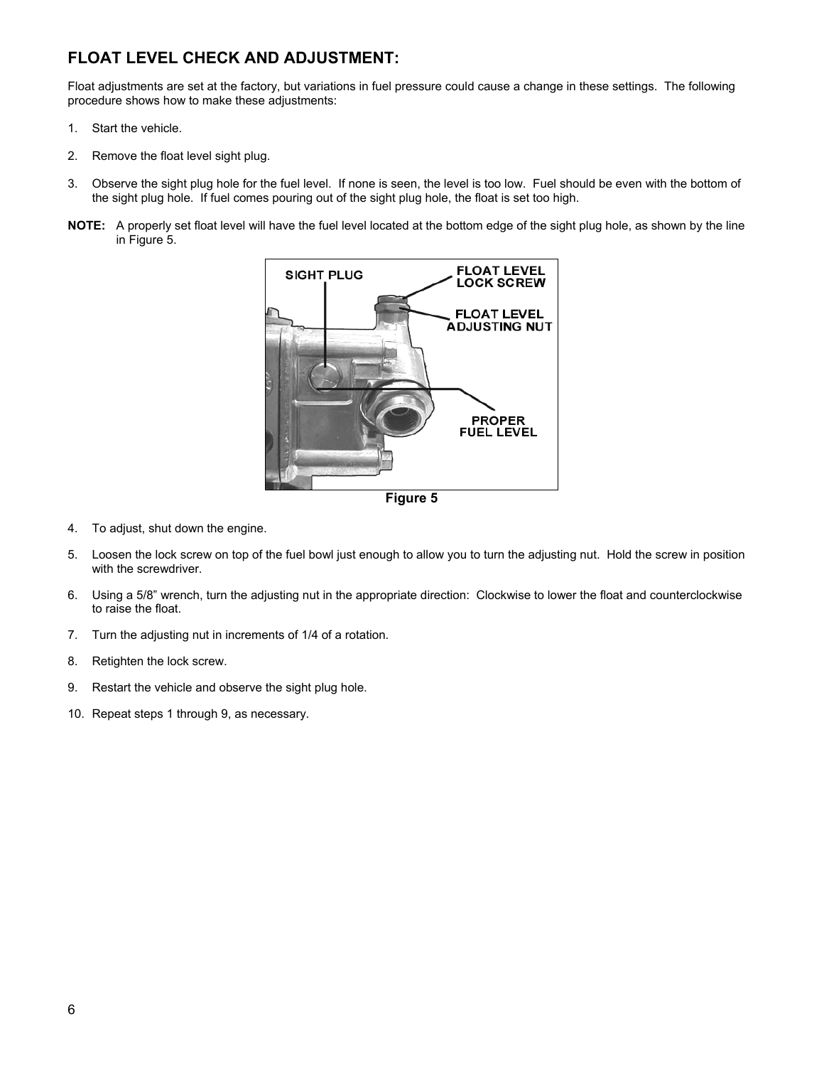## FLOAT LEVEL CHECK AND ADJUSTMENT:

Float adjustments are set at the factory, but variations in fuel pressure could cause a change in these settings. The following procedure shows how to make these adjustments:

1. Start the vehicle.

2. Remove the float level sight plug.

3. Observe the sight plug hole for the fuel level. If none is seen, the level is too low. Fuel should be even with the bottom of the sight plug hole. If fuel comes pouring out of the sight plug hole, the float is set too high.

**NOTE:** A properly set float level will have the fuel level located at the bottom edge of the sight plug hole, as shown by the line in Figure 5.

SIGHT PLUG

FLOAT LEVEL LOCK SCREW

FLOAT LEVEL ADJUSTING NUT

PROPER FUEL LEVEL

**Figure 5**

4. To adjust, shut down the engine.

5. Loosen the lock screw on top of the fuel bowl just enough to allow you to turn the adjusting nut. Hold the screw in position with the screwdriver.

6. Using a 5/8" wrench, turn the adjusting nut in the appropriate direction: Clockwise to lower the float and counterclockwise to raise the float.

7. Turn the adjusting nut in increments of 1/4 of a rotation.

8. Retighten the lock screw.

9. Restart the vehicle and observe the sight plug hole.

10. Repeat steps 1 through 9, as necessary.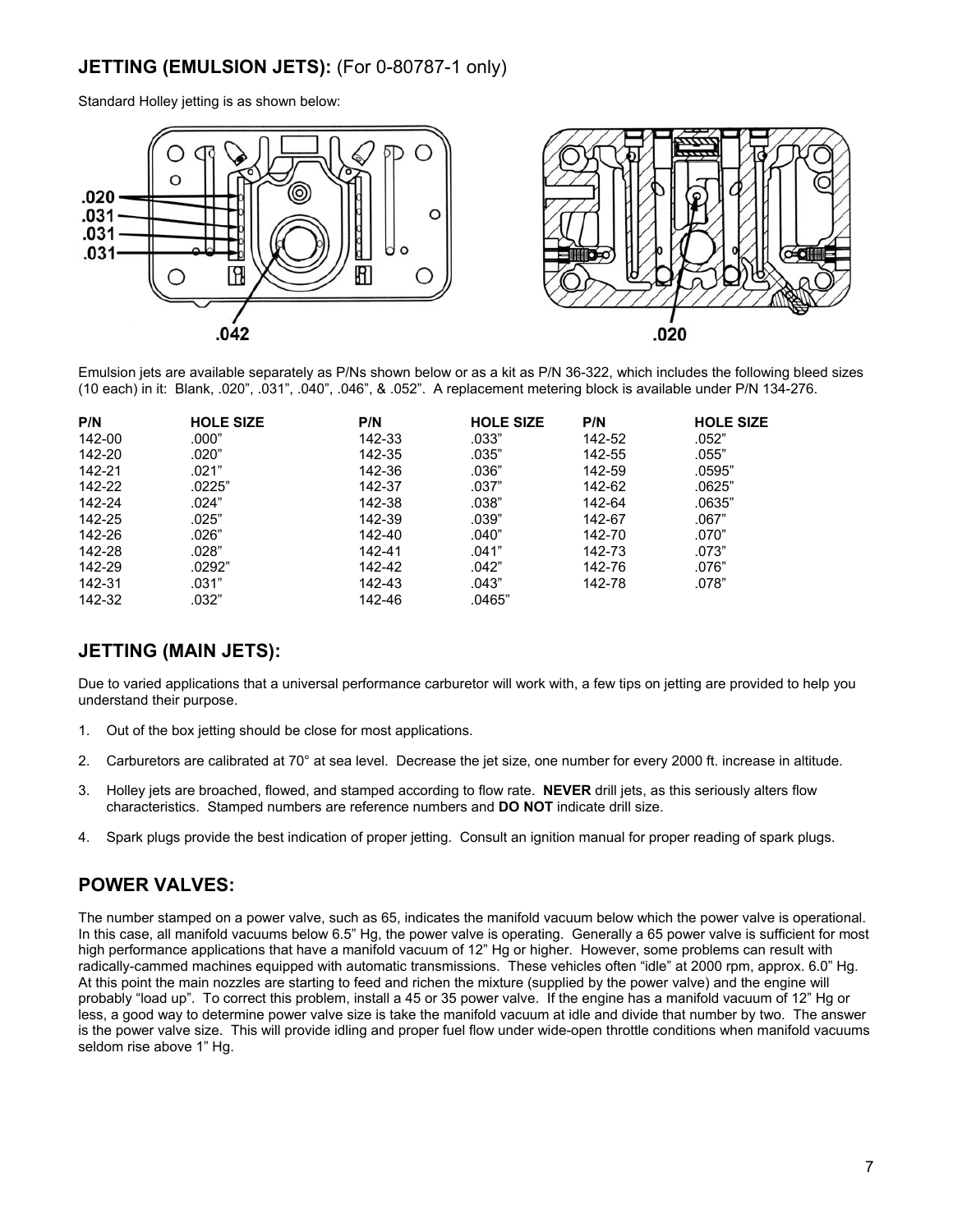## JETTING (EMULSION JETS): (For 0-80787-1 only)

Standard Holley jetting is as shown below:

.020
.031
.031
.031

.042

.020

Emulsion jets are available separately as P/Ns shown below or as a kit as P/N 36-322, which includes the following bleed sizes (10 each) in it: Blank, .020", .031", .040", .046", & .052". A replacement metering block is available under P/N 134-276.

| P/N | HOLE SIZE | P/N | HOLE SIZE | P/N | HOLE SIZE |
|---|---|---|---|---|---|
| 142-00 | .000" | 142-33 | .033" | 142-52 | .052" |
| 142-20 | .020" | 142-35 | .035" | 142-55 | .055" |
| 142-21 | .021" | 142-36 | .036" | 142-59 | .0595" |
| 142-22 | .0225" | 142-37 | .037" | 142-62 | .0625" |
| 142-24 | .024" | 142-38 | .038" | 142-64 | .0635" |
| 142-25 | .025" | 142-39 | .039" | 142-67 | .067" |
| 142-26 | .026" | 142-40 | .040" | 142-70 | .070" |
| 142-28 | .028" | 142-41 | .041" | 142-73 | .073" |
| 142-29 | .0292" | 142-42 | .042" | 142-76 | .076" |
| 142-31 | .031" | 142-43 | .043" | 142-78 | .078" |
| 142-32 | .032" | 142-46 | .0465" | | |

## JETTING (MAIN JETS):

Due to varied applications that a universal performance carburetor will work with, a few tips on jetting are provided to help you understand their purpose.

1. Out of the box jetting should be close for most applications.
2. Carburetors are calibrated at 70° at sea level. Decrease the jet size, one number for every 2000 ft. increase in altitude.
3. Holley jets are broached, flowed, and stamped according to flow rate. **NEVER** drill jets, as this seriously alters flow characteristics. Stamped numbers are reference numbers and **DO NOT** indicate drill size.
4. Spark plugs provide the best indication of proper jetting. Consult an ignition manual for proper reading of spark plugs.

## POWER VALVES:

The number stamped on a power valve, such as 65, indicates the manifold vacuum below which the power valve is operational. In this case, all manifold vacuums below 6.5" Hg, the power valve is operating. Generally a 65 power valve is sufficient for most high performance applications that have a manifold vacuum of 12" Hg or higher. However, some problems can result with radically-cammed machines equipped with automatic transmissions. These vehicles "idle" at 2000 rpm, approx. 6.0" Hg. At this point the main nozzles are starting to feed and richen the mixture (supplied by the power valve) and the engine will probably "load up". To correct this problem, install a 45 or 35 power valve. If the engine has a manifold vacuum of 12" Hg or less, a good way to determine power valve size is take the manifold vacuum at idle and divide that number by two. The answer is the power valve size. This will provide idling and proper fuel flow under wide-open throttle conditions when manifold vacuums seldom rise above 1" Hg.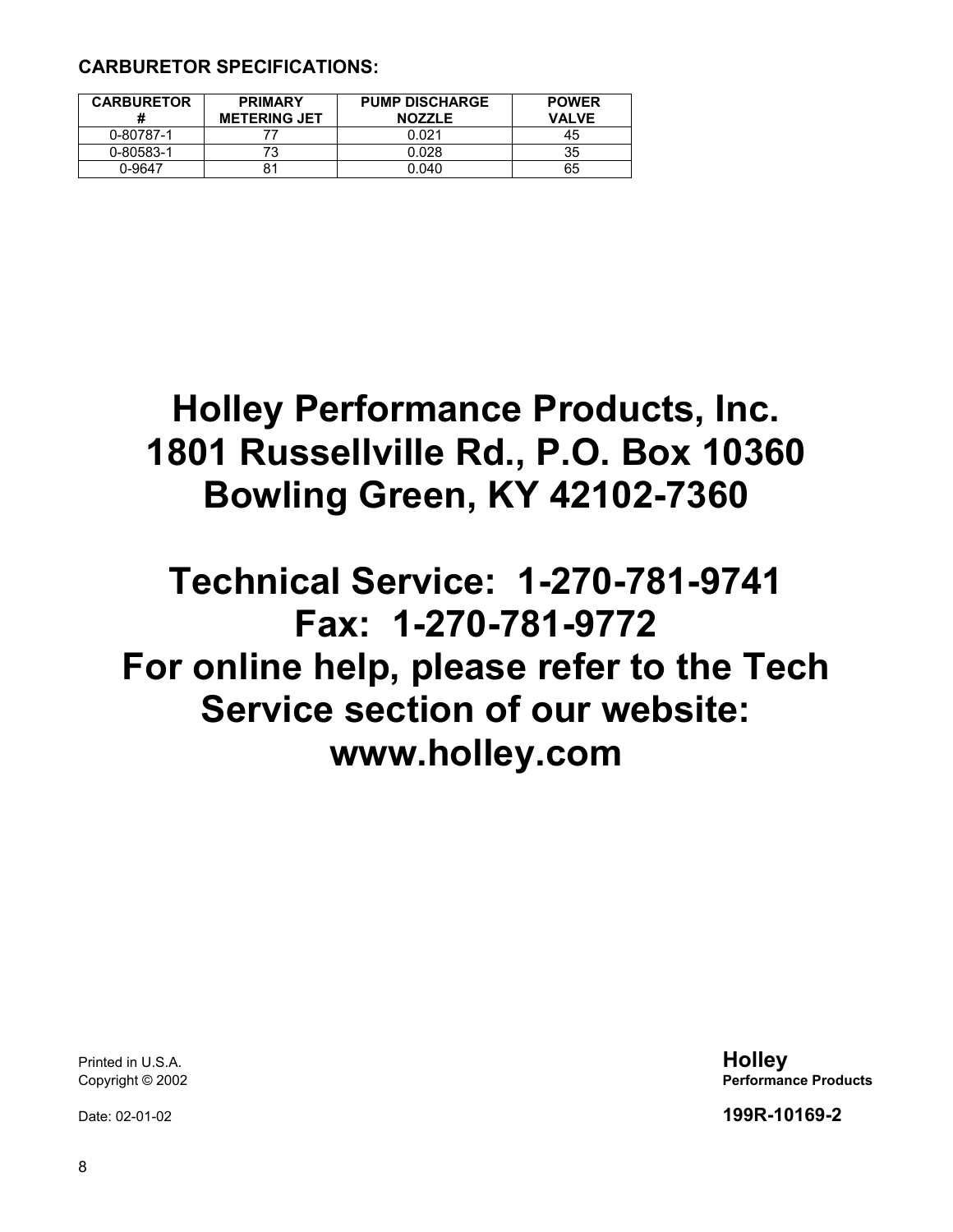**CARBURETOR SPECIFICATIONS:**

| CARBURETOR # | PRIMARY METERING JET | PUMP DISCHARGE NOZZLE | POWER VALVE |
|---|---|---|---|
| 0-80787-1 | 77 | 0.021 | 45 |
| 0-80583-1 | 73 | 0.028 | 35 |
| 0-9647 | 81 | 0.040 | 65 |

# Holley Performance Products, Inc.
# 1801 Russellville Rd., P.O. Box 10360
# Bowling Green, KY 42102-7360

# Technical Service: 1-270-781-9741
# Fax: 1-270-781-9772
# For online help, please refer to the Tech Service section of our website: www.holley.com

Printed in U.S.A.
Copyright © 2002

Date: 02-01-02

**Holley**
**Performance Products**

**199R-10169-2**